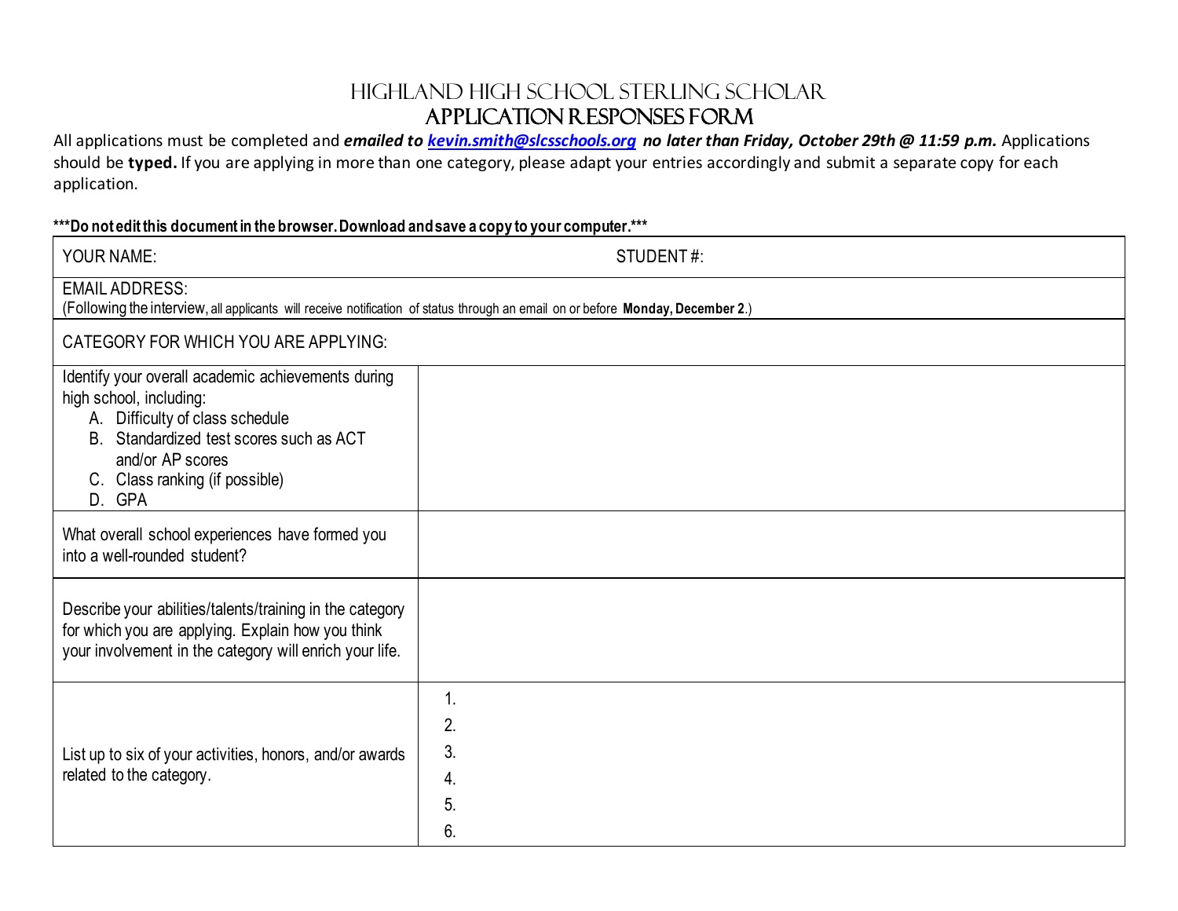# Highland High School Sterling Scholar
## Application Responses Form

All applications must be completed and ***emailed to [kevin.smith@slcsschools.org](mailto:kevin.smith@slcsschools.org) no later than Friday, October 29th @ 11:59 p.m.*** Applications should be **typed.** If you are applying in more than one category, please adapt your entries accordingly and submit a separate copy for each application.

**\*\*\*Do not edit this document in the browser. Download and save a copy to your computer.\*\*\***

| YOUR NAME: | STUDENT #: |
|---|---|
| EMAIL ADDRESS:<br>(Following the interview, all applicants will receive notification of status through an email on or before **Monday, December 2**.) | |
| CATEGORY FOR WHICH YOU ARE APPLYING: | |
| Identify your overall academic achievements during high school, including:<br>A. Difficulty of class schedule<br>B. Standardized test scores such as ACT and/or AP scores<br>C. Class ranking (if possible)<br>D. GPA | |
| What overall school experiences have formed you into a well-rounded student? | |
| Describe your abilities/talents/training in the category for which you are applying. Explain how you think your involvement in the category will enrich your life. | |
| List up to six of your activities, honors, and/or awards related to the category. | 1.<br>2.<br>3.<br>4.<br>5.<br>6. |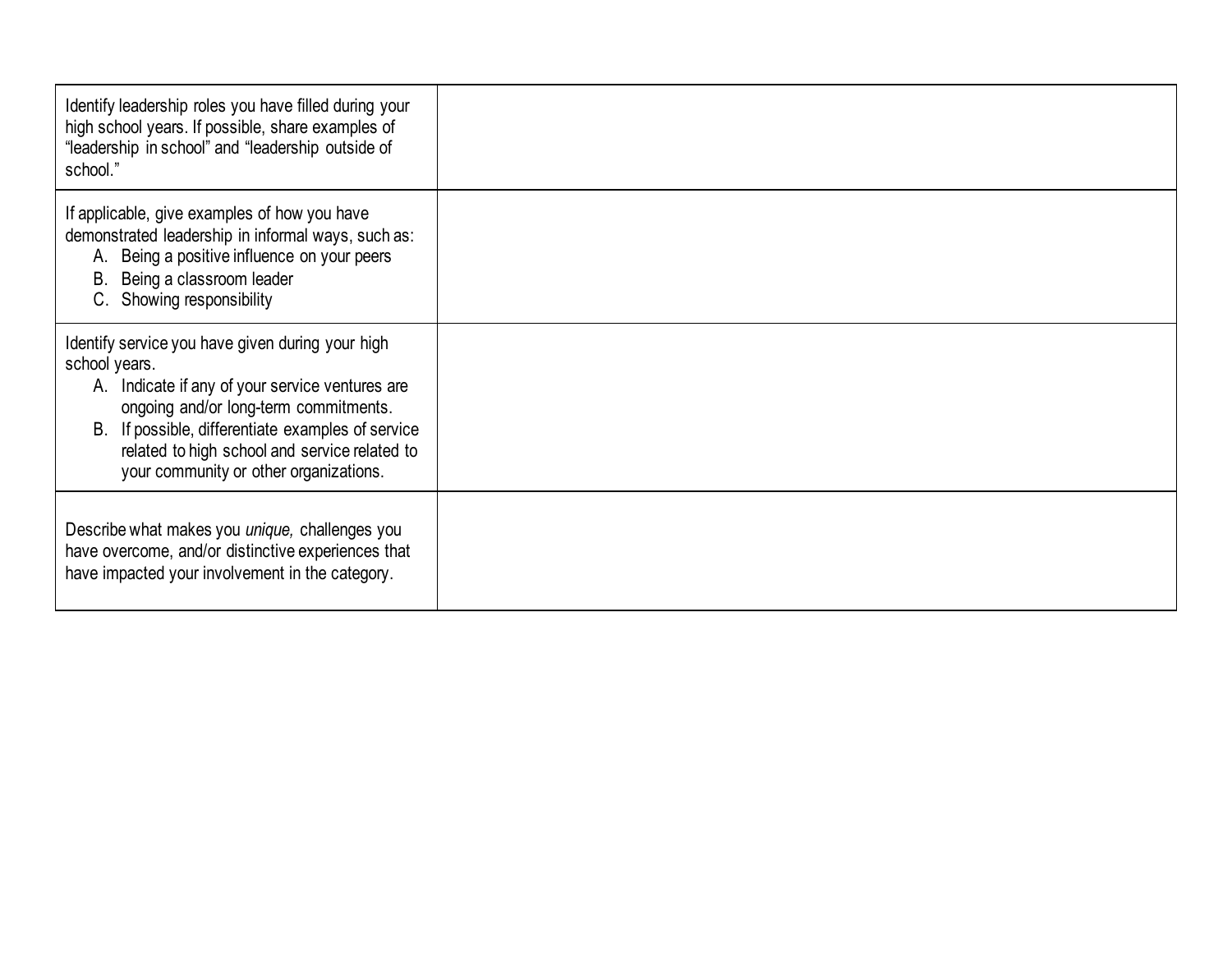| | |
|---|---|
| Identify leadership roles you have filled during your high school years. If possible, share examples of "leadership in school" and "leadership outside of school." | |
| If applicable, give examples of how you have demonstrated leadership in informal ways, such as:<br>A. Being a positive influence on your peers<br>B. Being a classroom leader<br>C. Showing responsibility | |
| Identify service you have given during your high school years.<br>A. Indicate if any of your service ventures are ongoing and/or long-term commitments.<br>B. If possible, differentiate examples of service related to high school and service related to your community or other organizations. | |
| Describe what makes you *unique,* challenges you have overcome, and/or distinctive experiences that have impacted your involvement in the category. | |